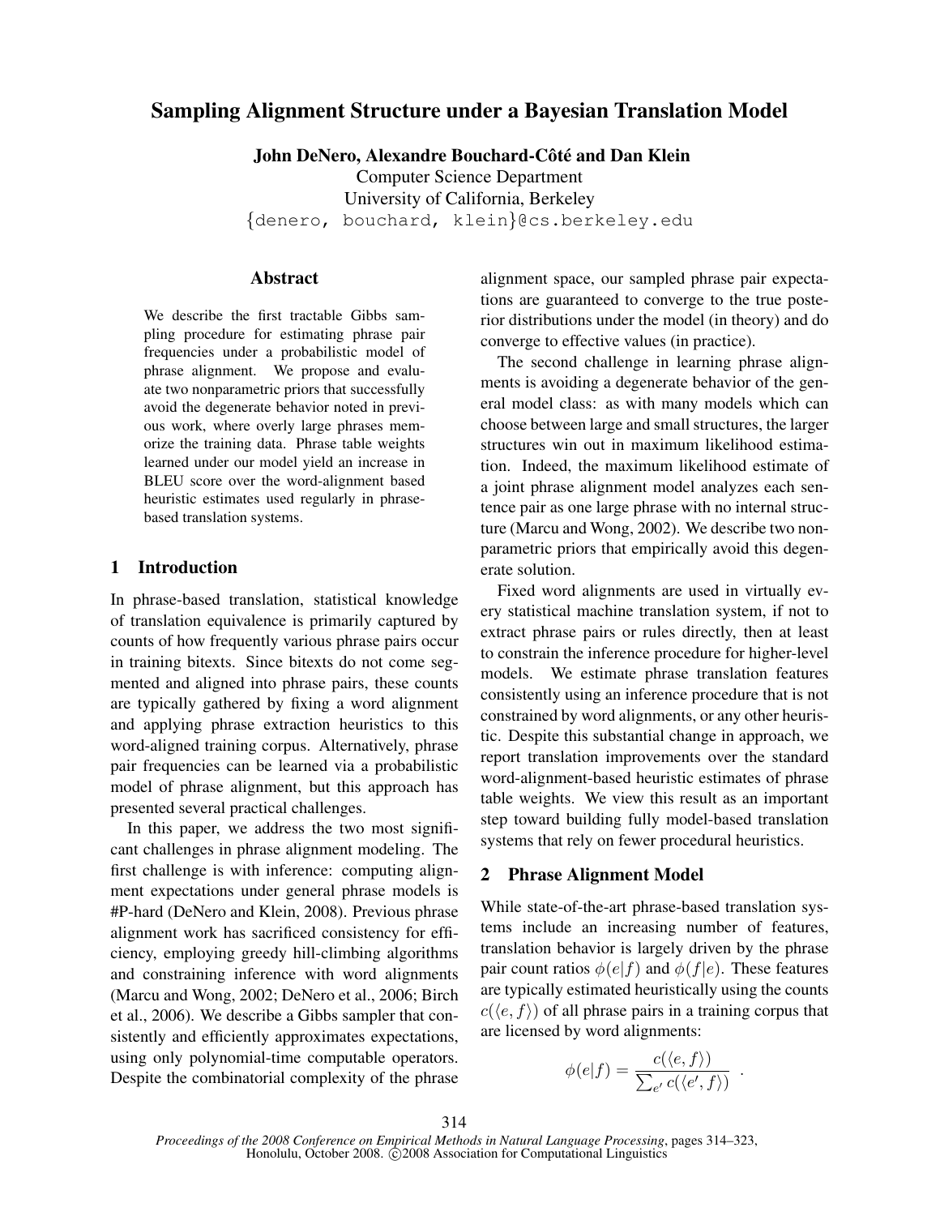# Sampling Alignment Structure under a Bayesian Translation Model

**John DeNero, Alexandre Bouchard-Côté and Dan Klein**

Computer Science Department
University of California, Berkeley
{denero, bouchard, klein}@cs.berkeley.edu

## Abstract

We describe the first tractable Gibbs sampling procedure for estimating phrase pair frequencies under a probabilistic model of phrase alignment. We propose and evaluate two nonparametric priors that successfully avoid the degenerate behavior noted in previous work, where overly large phrases memorize the training data. Phrase table weights learned under our model yield an increase in BLEU score over the word-alignment based heuristic estimates used regularly in phrase-based translation systems.

## 1 Introduction

In phrase-based translation, statistical knowledge of translation equivalence is primarily captured by counts of how frequently various phrase pairs occur in training bitexts. Since bitexts do not come segmented and aligned into phrase pairs, these counts are typically gathered by fixing a word alignment and applying phrase extraction heuristics to this word-aligned training corpus. Alternatively, phrase pair frequencies can be learned via a probabilistic model of phrase alignment, but this approach has presented several practical challenges.

In this paper, we address the two most significant challenges in phrase alignment modeling. The first challenge is with inference: computing alignment expectations under general phrase models is #P-hard (DeNero and Klein, 2008). Previous phrase alignment work has sacrificed consistency for efficiency, employing greedy hill-climbing algorithms and constraining inference with word alignments (Marcu and Wong, 2002; DeNero et al., 2006; Birch et al., 2006). We describe a Gibbs sampler that consistently and efficiently approximates expectations, using only polynomial-time computable operators. Despite the combinatorial complexity of the phrase alignment space, our sampled phrase pair expectations are guaranteed to converge to the true posterior distributions under the model (in theory) and do converge to effective values (in practice).

The second challenge in learning phrase alignments is avoiding a degenerate behavior of the general model class: as with many models which can choose between large and small structures, the larger structures win out in maximum likelihood estimation. Indeed, the maximum likelihood estimate of a joint phrase alignment model analyzes each sentence pair as one large phrase with no internal structure (Marcu and Wong, 2002). We describe two nonparametric priors that empirically avoid this degenerate solution.

Fixed word alignments are used in virtually every statistical machine translation system, if not to extract phrase pairs or rules directly, then at least to constrain the inference procedure for higher-level models. We estimate phrase translation features consistently using an inference procedure that is not constrained by word alignments, or any other heuristic. Despite this substantial change in approach, we report translation improvements over the standard word-alignment-based heuristic estimates of phrase table weights. We view this result as an important step toward building fully model-based translation systems that rely on fewer procedural heuristics.

## 2 Phrase Alignment Model

While state-of-the-art phrase-based translation systems include an increasing number of features, translation behavior is largely driven by the phrase pair count ratios $\phi(e|f)$ and $\phi(f|e)$. These features are typically estimated heuristically using the counts $c(\langle e, f \rangle)$ of all phrase pairs in a training corpus that are licensed by word alignments:

$$\phi(e|f) = \frac{c(\langle e, f \rangle)}{\sum_{e'} c(\langle e', f \rangle)} \; .$$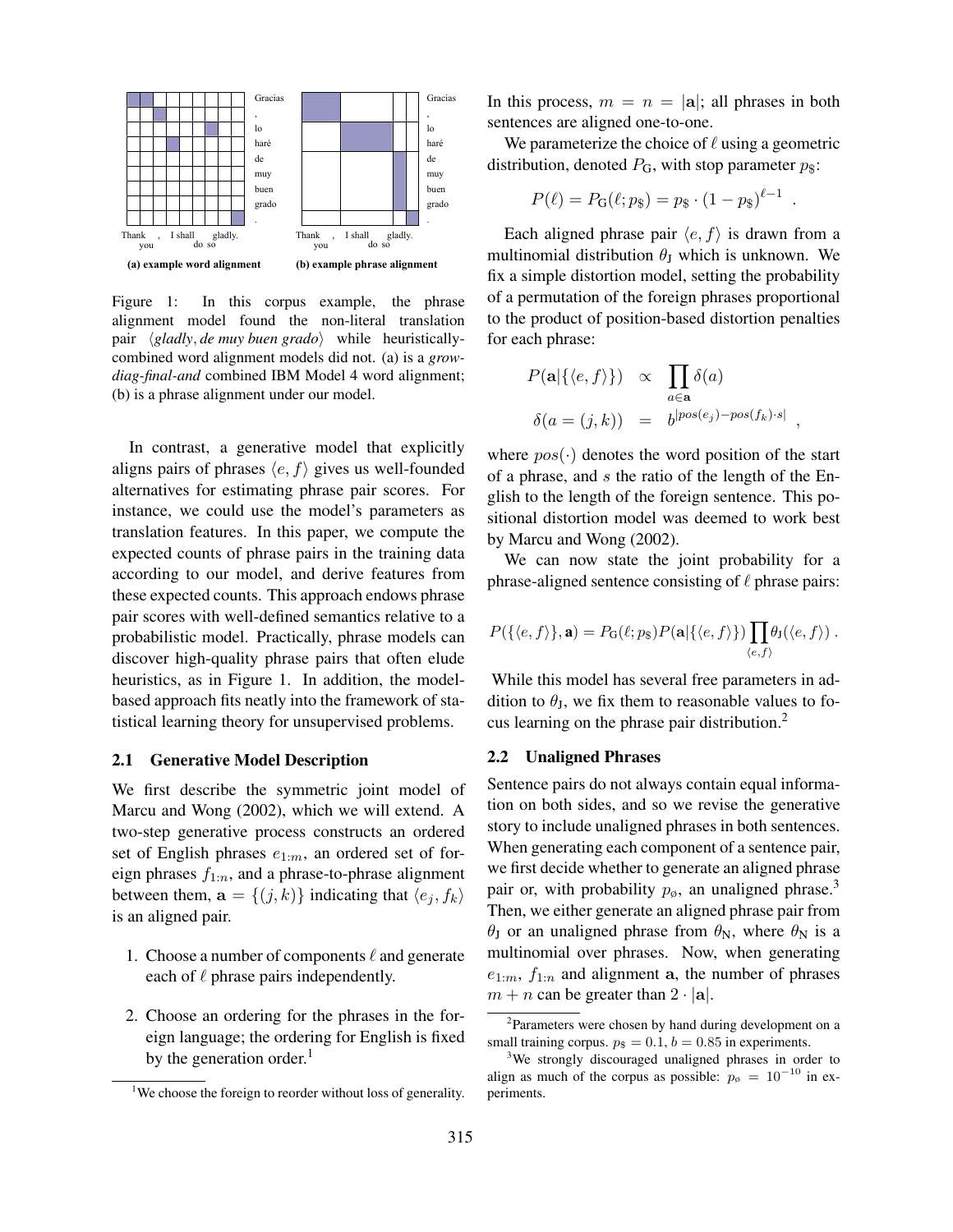Figure 1: In this corpus example, the phrase alignment model found the non-literal translation pair $\langle$*gladly*, *de muy buen grado*$\rangle$ while heuristically-combined word alignment models did not. (a) is a *grow-diag-final-and* combined IBM Model 4 word alignment; (b) is a phrase alignment under our model.

**(a) example word alignment** **(b) example phrase alignment**

In contrast, a generative model that explicitly aligns pairs of phrases $\langle e, f \rangle$ gives us well-founded alternatives for estimating phrase pair scores. For instance, we could use the model's parameters as translation features. In this paper, we compute the expected counts of phrase pairs in the training data according to our model, and derive features from these expected counts. This approach endows phrase pair scores with well-defined semantics relative to a probabilistic model. Practically, phrase models can discover high-quality phrase pairs that often elude heuristics, as in Figure 1. In addition, the model-based approach fits neatly into the framework of statistical learning theory for unsupervised problems.

### 2.1 Generative Model Description

We first describe the symmetric joint model of Marcu and Wong (2002), which we will extend. A two-step generative process constructs an ordered set of English phrases $e_{1:m}$, an ordered set of foreign phrases $f_{1:n}$, and a phrase-to-phrase alignment between them, $\mathbf{a} = \{(j, k)\}$ indicating that $\langle e_j, f_k \rangle$ is an aligned pair.

1. Choose a number of components $\ell$ and generate each of $\ell$ phrase pairs independently.
2. Choose an ordering for the phrases in the foreign language; the ordering for English is fixed by the generation order.[1]

[1]We choose the foreign to reorder without loss of generality.

In this process, $m = n = |\mathbf{a}|$; all phrases in both sentences are aligned one-to-one.

We parameterize the choice of $\ell$ using a geometric distribution, denoted $P_{\text{G}}$, with stop parameter $p_{\$}$:

$$P(\ell) = P_{\text{G}}(\ell; p_{\$}) = p_{\$} \cdot (1 - p_{\$})^{\ell - 1} \ .$$

Each aligned phrase pair $\langle e, f \rangle$ is drawn from a multinomial distribution $\theta_{\text{J}}$ which is unknown. We fix a simple distortion model, setting the probability of a permutation of the foreign phrases proportional to the product of position-based distortion penalties for each phrase:

$$\begin{aligned} P(\mathbf{a}|\{\langle e, f \rangle\}) &\propto \prod_{a \in \mathbf{a}} \delta(a) \\ \delta(a = (j, k)) &= b^{|pos(e_j) - pos(f_k) \cdot s|} \ , \end{aligned}$$

where $pos(\cdot)$ denotes the word position of the start of a phrase, and $s$ the ratio of the length of the English to the length of the foreign sentence. This positional distortion model was deemed to work best by Marcu and Wong (2002).

We can now state the joint probability for a phrase-aligned sentence consisting of $\ell$ phrase pairs:

$$P(\{\langle e, f \rangle\}, \mathbf{a}) = P_{\text{G}}(\ell; p_{\$}) P(\mathbf{a}|\{\langle e, f \rangle\}) \prod_{\langle e, f \rangle} \theta_{\text{J}}(\langle e, f \rangle) \ .$$

While this model has several free parameters in addition to $\theta_{\text{J}}$, we fix them to reasonable values to focus learning on the phrase pair distribution.[2]

### 2.2 Unaligned Phrases

Sentence pairs do not always contain equal information on both sides, and so we revise the generative story to include unaligned phrases in both sentences. When generating each component of a sentence pair, we first decide whether to generate an aligned phrase pair or, with probability $p_{\emptyset}$, an unaligned phrase.[3] Then, we either generate an aligned phrase pair from $\theta_{\text{J}}$ or an unaligned phrase from $\theta_{\text{N}}$, where $\theta_{\text{N}}$ is a multinomial over phrases. Now, when generating $e_{1:m}$, $f_{1:n}$ and alignment $\mathbf{a}$, the number of phrases $m + n$ can be greater than $2 \cdot |\mathbf{a}|$.

[2]Parameters were chosen by hand during development on a small training corpus. $p_{\$} = 0.1$, $b = 0.85$ in experiments.

[3]We strongly discouraged unaligned phrases in order to align as much of the corpus as possible: $p_{\emptyset} = 10^{-10}$ in experiments.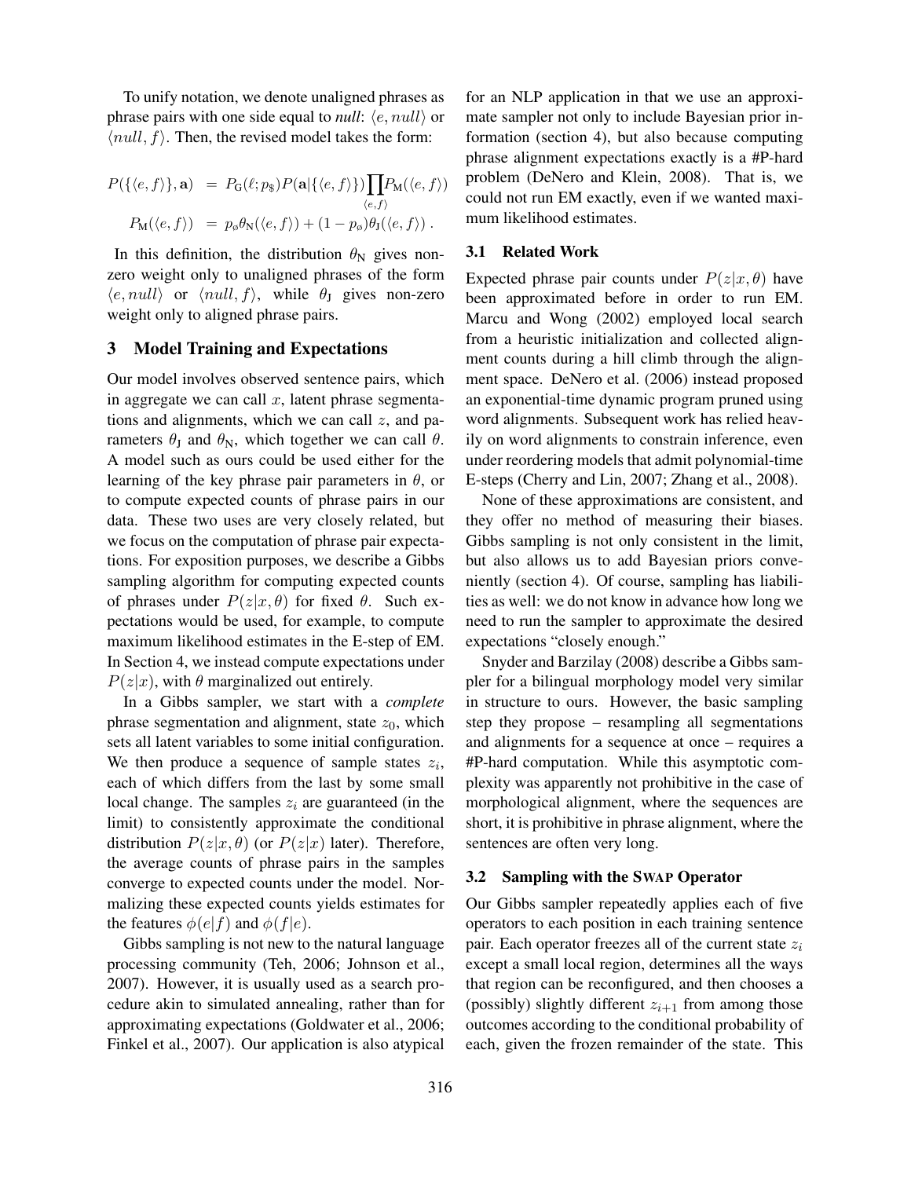To unify notation, we denote unaligned phrases as phrase pairs with one side equal to *null*: $\langle e, null \rangle$ or $\langle null, f \rangle$. Then, the revised model takes the form:

$$P(\{\langle e, f \rangle\}, \mathbf{a}) = P_{\text{G}}(\ell; p_{\$}) P(\mathbf{a}|\{\langle e, f \rangle\}) \prod_{\langle e, f \rangle} P_{\text{M}}(\langle e, f \rangle)$$

$$P_{\text{M}}(\langle e, f \rangle) = p_{\o} \theta_{\text{N}}(\langle e, f \rangle) + (1 - p_{\o}) \theta_{\text{J}}(\langle e, f \rangle) .$$

In this definition, the distribution $\theta_{\text{N}}$ gives non-zero weight only to unaligned phrases of the form $\langle e, null \rangle$ or $\langle null, f \rangle$, while $\theta_{\text{J}}$ gives non-zero weight only to aligned phrase pairs.

## 3 Model Training and Expectations

Our model involves observed sentence pairs, which in aggregate we can call $x$, latent phrase segmentations and alignments, which we can call $z$, and parameters $\theta_{\text{J}}$ and $\theta_{\text{N}}$, which together we can call $\theta$. A model such as ours could be used either for the learning of the key phrase pair parameters in $\theta$, or to compute expected counts of phrase pairs in our data. These two uses are very closely related, but we focus on the computation of phrase pair expectations. For exposition purposes, we describe a Gibbs sampling algorithm for computing expected counts of phrases under $P(z|x, \theta)$ for fixed $\theta$. Such expectations would be used, for example, to compute maximum likelihood estimates in the E-step of EM. In Section 4, we instead compute expectations under $P(z|x)$, with $\theta$ marginalized out entirely.

In a Gibbs sampler, we start with a *complete* phrase segmentation and alignment, state $z_0$, which sets all latent variables to some initial configuration. We then produce a sequence of sample states $z_i$, each of which differs from the last by some small local change. The samples $z_i$ are guaranteed (in the limit) to consistently approximate the conditional distribution $P(z|x, \theta)$ (or $P(z|x)$ later). Therefore, the average counts of phrase pairs in the samples converge to expected counts under the model. Normalizing these expected counts yields estimates for the features $\phi(e|f)$ and $\phi(f|e)$.

Gibbs sampling is not new to the natural language processing community (Teh, 2006; Johnson et al., 2007). However, it is usually used as a search procedure akin to simulated annealing, rather than for approximating expectations (Goldwater et al., 2006; Finkel et al., 2007). Our application is also atypical for an NLP application in that we use an approximate sampler not only to include Bayesian prior information (section 4), but also because computing phrase alignment expectations exactly is a #P-hard problem (DeNero and Klein, 2008). That is, we could not run EM exactly, even if we wanted maximum likelihood estimates.

### 3.1 Related Work

Expected phrase pair counts under $P(z|x, \theta)$ have been approximated before in order to run EM. Marcu and Wong (2002) employed local search from a heuristic initialization and collected alignment counts during a hill climb through the alignment space. DeNero et al. (2006) instead proposed an exponential-time dynamic program pruned using word alignments. Subsequent work has relied heavily on word alignments to constrain inference, even under reordering models that admit polynomial-time E-steps (Cherry and Lin, 2007; Zhang et al., 2008).

None of these approximations are consistent, and they offer no method of measuring their biases. Gibbs sampling is not only consistent in the limit, but also allows us to add Bayesian priors conveniently (section 4). Of course, sampling has liabilities as well: we do not know in advance how long we need to run the sampler to approximate the desired expectations "closely enough."

Snyder and Barzilay (2008) describe a Gibbs sampler for a bilingual morphology model very similar in structure to ours. However, the basic sampling step they propose – resampling all segmentations and alignments for a sequence at once – requires a #P-hard computation. While this asymptotic complexity was apparently not prohibitive in the case of morphological alignment, where the sequences are short, it is prohibitive in phrase alignment, where the sentences are often very long.

### 3.2 Sampling with the SWAP Operator

Our Gibbs sampler repeatedly applies each of five operators to each position in each training sentence pair. Each operator freezes all of the current state $z_i$ except a small local region, determines all the ways that region can be reconfigured, and then chooses a (possibly) slightly different $z_{i+1}$ from among those outcomes according to the conditional probability of each, given the frozen remainder of the state. This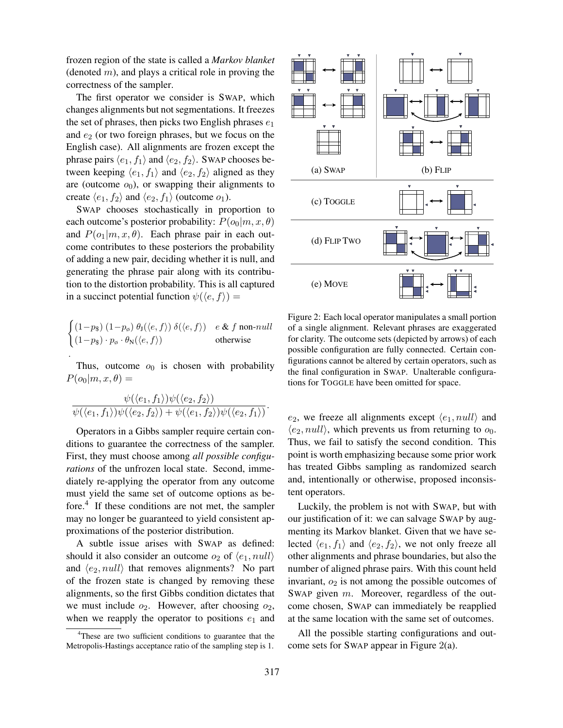frozen region of the state is called a *Markov blanket* (denoted $m$), and plays a critical role in proving the correctness of the sampler.

The first operator we consider is SWAP, which changes alignments but not segmentations. It freezes the set of phrases, then picks two English phrases $e_1$ and $e_2$ (or two foreign phrases, but we focus on the English case). All alignments are frozen except the phrase pairs $\langle e_1, f_1 \rangle$ and $\langle e_2, f_2 \rangle$. SWAP chooses between keeping $\langle e_1, f_1 \rangle$ and $\langle e_2, f_2 \rangle$ aligned as they are (outcome $o_0$), or swapping their alignments to create $\langle e_1, f_2 \rangle$ and $\langle e_2, f_1 \rangle$ (outcome $o_1$).

SWAP chooses stochastically in proportion to each outcome's posterior probability: $P(o_0|m, x, \theta)$ and $P(o_1|m, x, \theta)$. Each phrase pair in each outcome contributes to these posteriors the probability of adding a new pair, deciding whether it is null, and generating the phrase pair along with its contribution to the distortion probability. This is all captured in a succinct potential function $\psi(\langle e, f \rangle) =$

$$\begin{cases} (1-p_\$)\,(1-p_\varnothing)\,\theta_J(\langle e, f \rangle)\,\delta(\langle e, f \rangle) & e \text{ \& } f \text{ non-}null \\ (1-p_\$) \cdot p_\varnothing \cdot \theta_N(\langle e, f \rangle) & \text{otherwise} \end{cases}$$

Thus, outcome $o_0$ is chosen with probability $P(o_0|m, x, \theta) =$

$$\frac{\psi(\langle e_1, f_1 \rangle)\psi(\langle e_2, f_2 \rangle)}{\psi(\langle e_1, f_1 \rangle)\psi(\langle e_2, f_2 \rangle) + \psi(\langle e_1, f_2 \rangle)\psi(\langle e_2, f_1 \rangle)}.$$

Operators in a Gibbs sampler require certain conditions to guarantee the correctness of the sampler. First, they must choose among *all possible configurations* of the unfrozen local state. Second, immediately re-applying the operator from any outcome must yield the same set of outcome options as before.[4] If these conditions are not met, the sampler may no longer be guaranteed to yield consistent approximations of the posterior distribution.

A subtle issue arises with SWAP as defined: should it also consider an outcome $o_2$ of $\langle e_1, null \rangle$ and $\langle e_2, null \rangle$ that removes alignments? No part of the frozen state is changed by removing these alignments, so the first Gibbs condition dictates that we must include $o_2$. However, after choosing $o_2$, when we reapply the operator to positions $e_1$ and $e_2$, we freeze all alignments except $\langle e_1, null \rangle$ and $\langle e_2, null \rangle$, which prevents us from returning to $o_0$. Thus, we fail to satisfy the second condition. This point is worth emphasizing because some prior work has treated Gibbs sampling as randomized search and, intentionally or otherwise, proposed inconsistent operators.

Luckily, the problem is not with SWAP, but with our justification of it: we can salvage SWAP by augmenting its Markov blanket. Given that we have selected $\langle e_1, f_1 \rangle$ and $\langle e_2, f_2 \rangle$, we not only freeze all other alignments and phrase boundaries, but also the number of aligned phrase pairs. With this count held invariant, $o_2$ is not among the possible outcomes of SWAP given $m$. Moreover, regardless of the outcome chosen, SWAP can immediately be reapplied at the same location with the same set of outcomes.

All the possible starting configurations and outcome sets for SWAP appear in Figure 2(a).

Figure 2: Each local operator manipulates a small portion of a single alignment. Relevant phrases are exaggerated for clarity. The outcome sets (depicted by arrows) of each possible configuration are fully connected. Certain configurations cannot be altered by certain operators, such as the final configuration in SWAP. Unalterable configurations for TOGGLE have been omitted for space.

[4] These are two sufficient conditions to guarantee that the Metropolis-Hastings acceptance ratio of the sampling step is 1.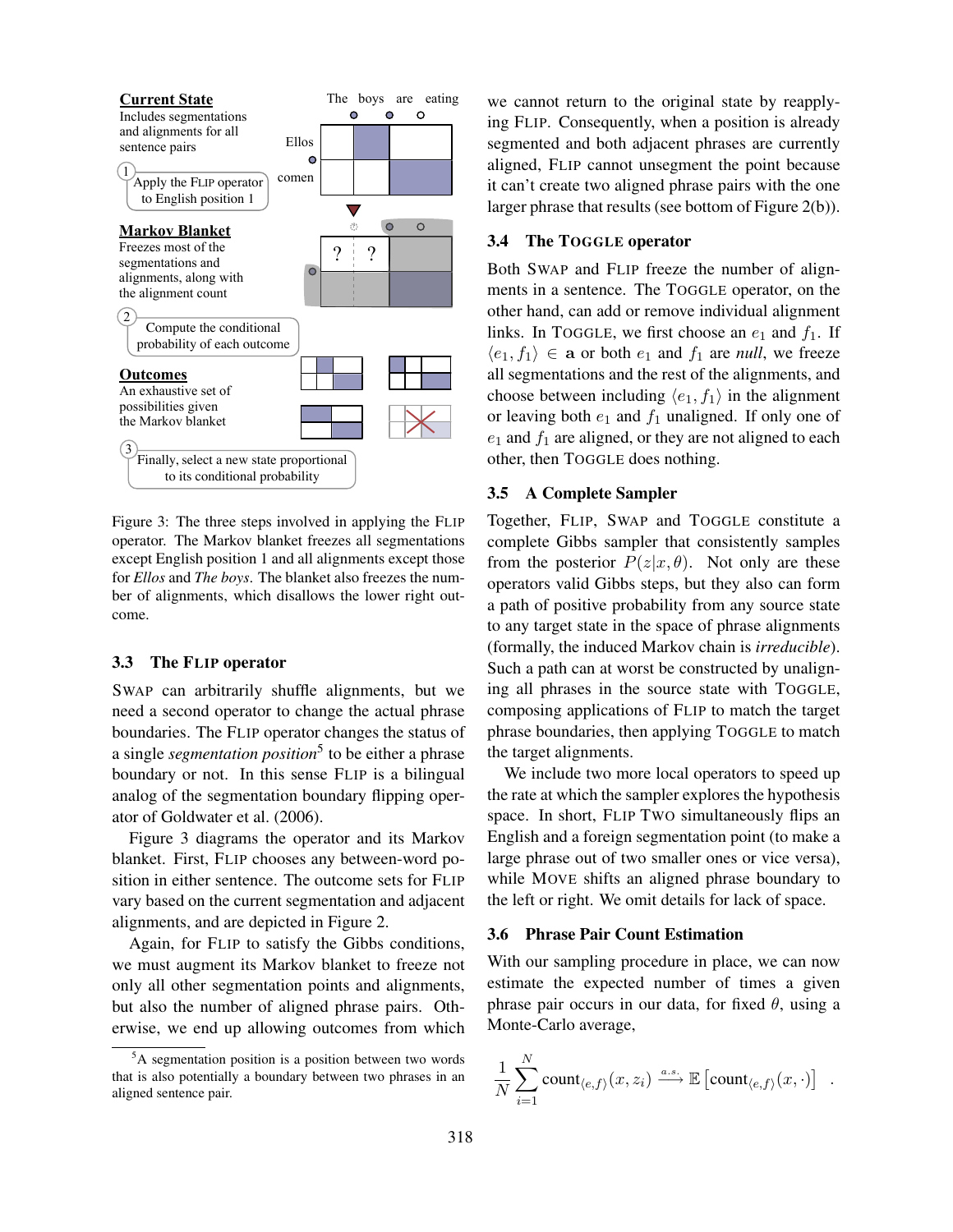Current State
Includes segmentations and alignments for all sentence pairs

(1) Apply the FLIP operator to English position 1

Markov Blanket
Freezes most of the segmentations and alignments, along with the alignment count

(2) Compute the conditional probability of each outcome

Outcomes
An exhaustive set of possibilities given the Markov blanket

(3) Finally, select a new state proportional to its conditional probability

Figure 3: The three steps involved in applying the FLIP operator. The Markov blanket freezes all segmentations except English position 1 and all alignments except those for *Ellos* and *The boys*. The blanket also freezes the number of alignments, which disallows the lower right outcome.

### 3.3 The FLIP operator

SWAP can arbitrarily shuffle alignments, but we need a second operator to change the actual phrase boundaries. The FLIP operator changes the status of a single *segmentation position*[5] to be either a phrase boundary or not. In this sense FLIP is a bilingual analog of the segmentation boundary flipping operator of Goldwater et al. (2006).

Figure 3 diagrams the operator and its Markov blanket. First, FLIP chooses any between-word position in either sentence. The outcome sets for FLIP vary based on the current segmentation and adjacent alignments, and are depicted in Figure 2.

Again, for FLIP to satisfy the Gibbs conditions, we must augment its Markov blanket to freeze not only all other segmentation points and alignments, but also the number of aligned phrase pairs. Otherwise, we end up allowing outcomes from which we cannot return to the original state by reapplying FLIP. Consequently, when a position is already segmented and both adjacent phrases are currently aligned, FLIP cannot unsegment the point because it can't create two aligned phrase pairs with the one larger phrase that results (see bottom of Figure 2(b)).

[5] A segmentation position is a position between two words that is also potentially a boundary between two phrases in an aligned sentence pair.

### 3.4 The TOGGLE operator

Both SWAP and FLIP freeze the number of alignments in a sentence. The TOGGLE operator, on the other hand, can add or remove individual alignment links. In TOGGLE, we first choose an $e_1$ and $f_1$. If $\langle e_1, f_1 \rangle \in \mathbf{a}$ or both $e_1$ and $f_1$ are *null*, we freeze all segmentations and the rest of the alignments, and choose between including $\langle e_1, f_1 \rangle$ in the alignment or leaving both $e_1$ and $f_1$ unaligned. If only one of $e_1$ and $f_1$ are aligned, or they are not aligned to each other, then TOGGLE does nothing.

### 3.5 A Complete Sampler

Together, FLIP, SWAP and TOGGLE constitute a complete Gibbs sampler that consistently samples from the posterior $P(z|x, \theta)$. Not only are these operators valid Gibbs steps, but they also can form a path of positive probability from any source state to any target state in the space of phrase alignments (formally, the induced Markov chain is *irreducible*). Such a path can at worst be constructed by unaligning all phrases in the source state with TOGGLE, composing applications of FLIP to match the target phrase boundaries, then applying TOGGLE to match the target alignments.

We include two more local operators to speed up the rate at which the sampler explores the hypothesis space. In short, FLIP TWO simultaneously flips an English and a foreign segmentation point (to make a large phrase out of two smaller ones or vice versa), while MOVE shifts an aligned phrase boundary to the left or right. We omit details for lack of space.

### 3.6 Phrase Pair Count Estimation

With our sampling procedure in place, we can now estimate the expected number of times a given phrase pair occurs in our data, for fixed $\theta$, using a Monte-Carlo average,

$$\frac{1}{N} \sum_{i=1}^{N} \text{count}_{\langle e,f \rangle}(x, z_i) \xrightarrow{a.s.} \mathbb{E}\left[\text{count}_{\langle e,f \rangle}(x, \cdot)\right] \quad .$$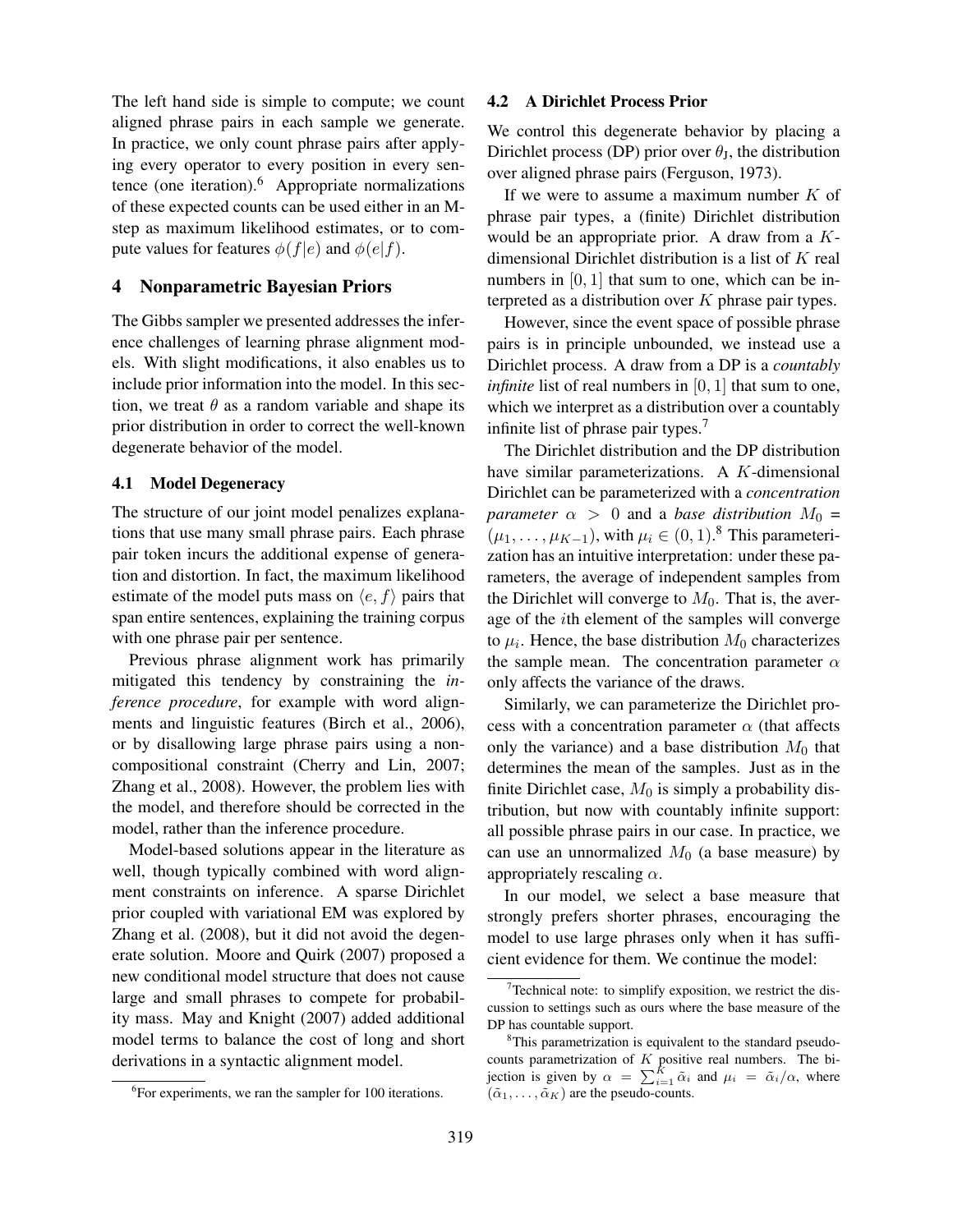The left hand side is simple to compute; we count aligned phrase pairs in each sample we generate. In practice, we only count phrase pairs after applying every operator to every position in every sentence (one iteration).[6] Appropriate normalizations of these expected counts can be used either in an M-step as maximum likelihood estimates, or to compute values for features $\phi(f|e)$ and $\phi(e|f)$.

## 4 Nonparametric Bayesian Priors

The Gibbs sampler we presented addresses the inference challenges of learning phrase alignment models. With slight modifications, it also enables us to include prior information into the model. In this section, we treat $\theta$ as a random variable and shape its prior distribution in order to correct the well-known degenerate behavior of the model.

### 4.1 Model Degeneracy

The structure of our joint model penalizes explanations that use many small phrase pairs. Each phrase pair token incurs the additional expense of generation and distortion. In fact, the maximum likelihood estimate of the model puts mass on $\langle e, f \rangle$ pairs that span entire sentences, explaining the training corpus with one phrase pair per sentence.

Previous phrase alignment work has primarily mitigated this tendency by constraining the *inference procedure*, for example with word alignments and linguistic features (Birch et al., 2006), or by disallowing large phrase pairs using a non-compositional constraint (Cherry and Lin, 2007; Zhang et al., 2008). However, the problem lies with the model, and therefore should be corrected in the model, rather than the inference procedure.

Model-based solutions appear in the literature as well, though typically combined with word alignment constraints on inference. A sparse Dirichlet prior coupled with variational EM was explored by Zhang et al. (2008), but it did not avoid the degenerate solution. Moore and Quirk (2007) proposed a new conditional model structure that does not cause large and small phrases to compete for probability mass. May and Knight (2007) added additional model terms to balance the cost of long and short derivations in a syntactic alignment model.

### 4.2 A Dirichlet Process Prior

We control this degenerate behavior by placing a Dirichlet process (DP) prior over $\theta_J$, the distribution over aligned phrase pairs (Ferguson, 1973).

If we were to assume a maximum number $K$ of phrase pair types, a (finite) Dirichlet distribution would be an appropriate prior. A draw from a $K$-dimensional Dirichlet distribution is a list of $K$ real numbers in $[0, 1]$ that sum to one, which can be interpreted as a distribution over $K$ phrase pair types.

However, since the event space of possible phrase pairs is in principle unbounded, we instead use a Dirichlet process. A draw from a DP is a *countably infinite* list of real numbers in $[0, 1]$ that sum to one, which we interpret as a distribution over a countably infinite list of phrase pair types.[7]

The Dirichlet distribution and the DP distribution have similar parameterizations. A $K$-dimensional Dirichlet can be parameterized with a *concentration parameter* $\alpha > 0$ and a *base distribution* $M_0 = (\mu_1, \dots, \mu_{K-1})$, with $\mu_i \in (0, 1)$.[8] This parameterization has an intuitive interpretation: under these parameters, the average of independent samples from the Dirichlet will converge to $M_0$. That is, the average of the $i$th element of the samples will converge to $\mu_i$. Hence, the base distribution $M_0$ characterizes the sample mean. The concentration parameter $\alpha$ only affects the variance of the draws.

Similarly, we can parameterize the Dirichlet process with a concentration parameter $\alpha$ (that affects only the variance) and a base distribution $M_0$ that determines the mean of the samples. Just as in the finite Dirichlet case, $M_0$ is simply a probability distribution, but now with countably infinite support: all possible phrase pairs in our case. In practice, we can use an unnormalized $M_0$ (a base measure) by appropriately rescaling $\alpha$.

In our model, we select a base measure that strongly prefers shorter phrases, encouraging the model to use large phrases only when it has sufficient evidence for them. We continue the model:

---

[6] For experiments, we ran the sampler for 100 iterations.

[7] Technical note: to simplify exposition, we restrict the discussion to settings such as ours where the base measure of the DP has countable support.

[8] This parametrization is equivalent to the standard pseudo-counts parametrization of $K$ positive real numbers. The bijection is given by $\alpha = \sum_{i=1}^{K} \tilde{\alpha}_i$ and $\mu_i = \tilde{\alpha}_i / \alpha$, where $(\tilde{\alpha}_1, \dots, \tilde{\alpha}_K)$ are the pseudo-counts.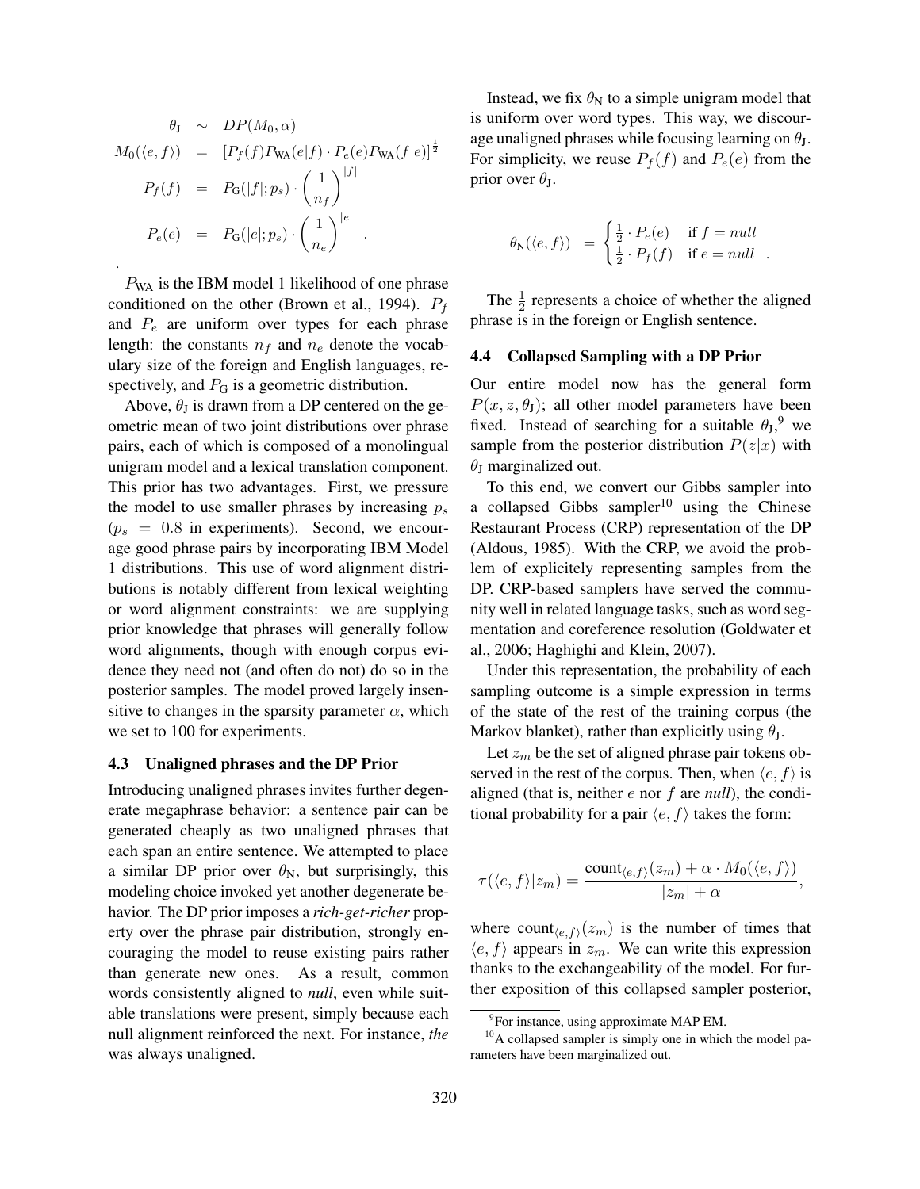$$
\begin{aligned}
\theta_J &\sim DP(M_0, \alpha) \\
M_0(\langle e, f \rangle) &= \left[ P_f(f) P_{WA}(e|f) \cdot P_e(e) P_{WA}(f|e) \right]^{\frac{1}{2}} \\
P_f(f) &= P_G(|f|; p_s) \cdot \left( \frac{1}{n_f} \right)^{|f|} \\
P_e(e) &= P_G(|e|; p_s) \cdot \left( \frac{1}{n_e} \right)^{|e|} .
\end{aligned}
$$

$P_{WA}$ is the IBM model 1 likelihood of one phrase conditioned on the other (Brown et al., 1994). $P_f$ and $P_e$ are uniform over types for each phrase length: the constants $n_f$ and $n_e$ denote the vocabulary size of the foreign and English languages, respectively, and $P_G$ is a geometric distribution.

Above, $\theta_J$ is drawn from a DP centered on the geometric mean of two joint distributions over phrase pairs, each of which is composed of a monolingual unigram model and a lexical translation component. This prior has two advantages. First, we pressure the model to use smaller phrases by increasing $p_s$ ($p_s = 0.8$ in experiments). Second, we encourage good phrase pairs by incorporating IBM Model 1 distributions. This use of word alignment distributions is notably different from lexical weighting or word alignment constraints: we are supplying prior knowledge that phrases will generally follow word alignments, though with enough corpus evidence they need not (and often do not) do so in the posterior samples. The model proved largely insensitive to changes in the sparsity parameter $\alpha$, which we set to 100 for experiments.

### 4.3 Unaligned phrases and the DP Prior

Introducing unaligned phrases invites further degenerate megaphrase behavior: a sentence pair can be generated cheaply as two unaligned phrases that each span an entire sentence. We attempted to place a similar DP prior over $\theta_N$, but surprisingly, this modeling choice invoked yet another degenerate behavior. The DP prior imposes a *rich-get-richer* property over the phrase pair distribution, strongly encouraging the model to reuse existing pairs rather than generate new ones. As a result, common words consistently aligned to *null*, even while suitable translations were present, simply because each null alignment reinforced the next. For instance, *the* was always unaligned.

Instead, we fix $\theta_N$ to a simple unigram model that is uniform over word types. This way, we discourage unaligned phrases while focusing learning on $\theta_J$. For simplicity, we reuse $P_f(f)$ and $P_e(e)$ from the prior over $\theta_J$.

$$
\theta_N(\langle e, f \rangle) = \begin{cases} \frac{1}{2} \cdot P_e(e) & \text{if } f = null \\ \frac{1}{2} \cdot P_f(f) & \text{if } e = null \end{cases} .
$$

The $\frac{1}{2}$ represents a choice of whether the aligned phrase is in the foreign or English sentence.

### 4.4 Collapsed Sampling with a DP Prior

Our entire model now has the general form $P(x, z, \theta_J)$; all other model parameters have been fixed. Instead of searching for a suitable $\theta_J$,[9] we sample from the posterior distribution $P(z|x)$ with $\theta_J$ marginalized out.

To this end, we convert our Gibbs sampler into a collapsed Gibbs sampler[10] using the Chinese Restaurant Process (CRP) representation of the DP (Aldous, 1985). With the CRP, we avoid the problem of explicitely representing samples from the DP. CRP-based samplers have served the community well in related language tasks, such as word segmentation and coreference resolution (Goldwater et al., 2006; Haghighi and Klein, 2007).

Under this representation, the probability of each sampling outcome is a simple expression in terms of the state of the rest of the training corpus (the Markov blanket), rather than explicitly using $\theta_J$.

Let $z_m$ be the set of aligned phrase pair tokens observed in the rest of the corpus. Then, when $\langle e, f \rangle$ is aligned (that is, neither $e$ nor $f$ are *null*), the conditional probability for a pair $\langle e, f \rangle$ takes the form:

$$
\tau(\langle e, f \rangle | z_m) = \frac{\text{count}_{\langle e, f \rangle}(z_m) + \alpha \cdot M_0(\langle e, f \rangle)}{|z_m| + \alpha},
$$

where $\text{count}_{\langle e, f \rangle}(z_m)$ is the number of times that $\langle e, f \rangle$ appears in $z_m$. We can write this expression thanks to the exchangeability of the model. For further exposition of this collapsed sampler posterior,

[9] For instance, using approximate MAP EM.

[10] A collapsed sampler is simply one in which the model parameters have been marginalized out.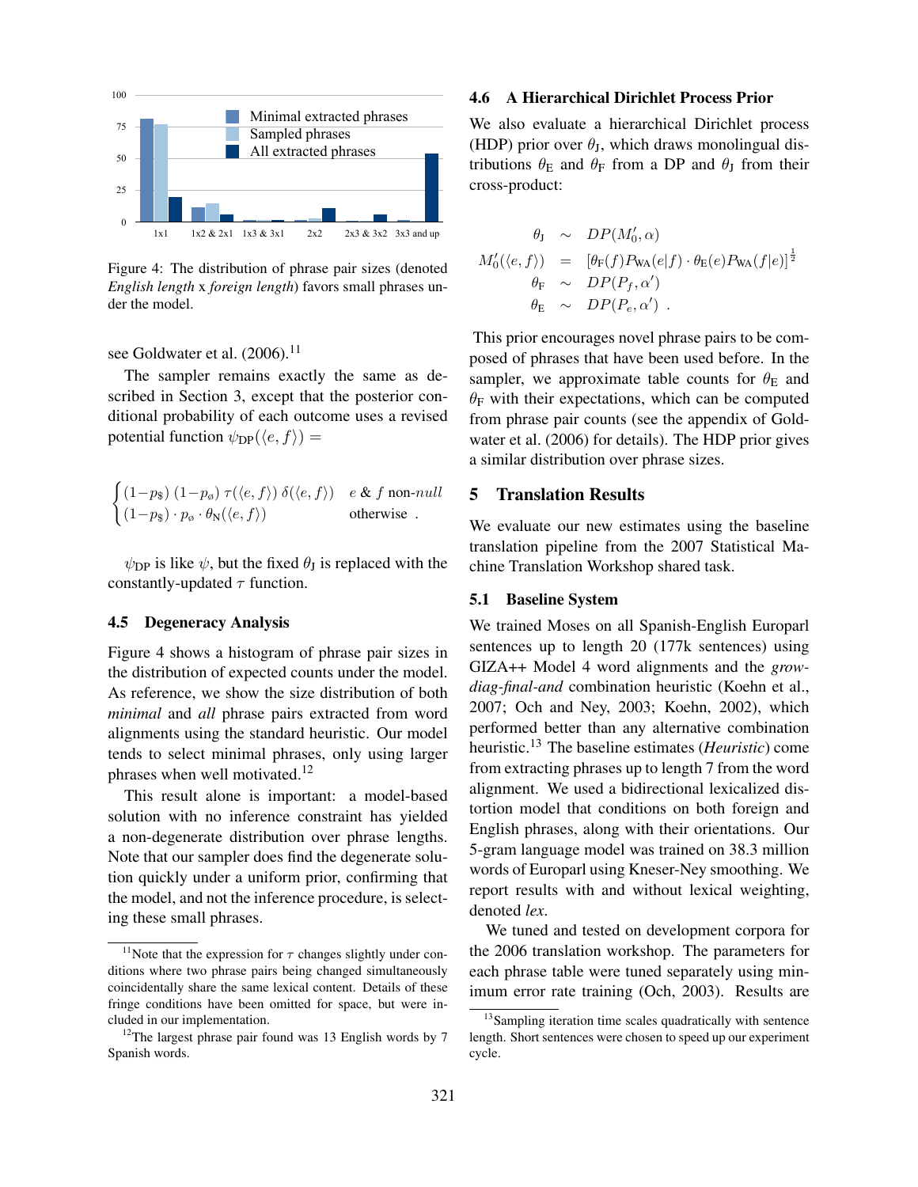Figure 4: The distribution of phrase pair sizes (denoted *English length* x *foreign length*) favors small phrases under the model.

see Goldwater et al. (2006).[11]

The sampler remains exactly the same as described in Section 3, except that the posterior conditional probability of each outcome uses a revised potential function $\psi_{\text{DP}}(\langle e, f \rangle) =$

$$
\begin{cases} (1-p_\$)\,(1-p_\varnothing)\,\tau(\langle e, f\rangle)\,\delta(\langle e, f\rangle) & e\ \&\ f \text{ non-}null \\ (1-p_\$) \cdot p_\varnothing \cdot \theta_{\text{N}}(\langle e, f\rangle) & \text{otherwise} \ . \end{cases}
$$

$\psi_{\text{DP}}$ is like $\psi$, but the fixed $\theta_{\text{J}}$ is replaced with the constantly-updated $\tau$ function.

### 4.5 Degeneracy Analysis

Figure 4 shows a histogram of phrase pair sizes in the distribution of expected counts under the model. As reference, we show the size distribution of both *minimal* and *all* phrase pairs extracted from word alignments using the standard heuristic. Our model tends to select minimal phrases, only using larger phrases when well motivated.[12]

This result alone is important: a model-based solution with no inference constraint has yielded a non-degenerate distribution over phrase lengths. Note that our sampler does find the degenerate solution quickly under a uniform prior, confirming that the model, and not the inference procedure, is selecting these small phrases.

### 4.6 A Hierarchical Dirichlet Process Prior

We also evaluate a hierarchical Dirichlet process (HDP) prior over $\theta_{\text{J}}$, which draws monolingual distributions $\theta_{\text{E}}$ and $\theta_{\text{F}}$ from a DP and $\theta_{\text{J}}$ from their cross-product:

$$
\begin{aligned}
\theta_{\text{J}} &\sim DP(M_0', \alpha) \\
M_0'(\langle e, f\rangle) &= [\theta_{\text{F}}(f) P_{\text{WA}}(e|f) \cdot \theta_{\text{E}}(e) P_{\text{WA}}(f|e)]^{\frac{1}{2}} \\
\theta_{\text{F}} &\sim DP(P_f, \alpha') \\
\theta_{\text{E}} &\sim DP(P_e, \alpha') \ .
\end{aligned}
$$

This prior encourages novel phrase pairs to be composed of phrases that have been used before. In the sampler, we approximate table counts for $\theta_{\text{E}}$ and $\theta_{\text{F}}$ with their expectations, which can be computed from phrase pair counts (see the appendix of Goldwater et al. (2006) for details). The HDP prior gives a similar distribution over phrase sizes.

## 5 Translation Results

We evaluate our new estimates using the baseline translation pipeline from the 2007 Statistical Machine Translation Workshop shared task.

### 5.1 Baseline System

We trained Moses on all Spanish-English Europarl sentences up to length 20 (177k sentences) using GIZA++ Model 4 word alignments and the *grow-diag-final-and* combination heuristic (Koehn et al., 2007; Och and Ney, 2003; Koehn, 2002), which performed better than any alternative combination heuristic.[13] The baseline estimates (*Heuristic*) come from extracting phrases up to length 7 from the word alignment. We used a bidirectional lexicalized distortion model that conditions on both foreign and English phrases, along with their orientations. Our 5-gram language model was trained on 38.3 million words of Europarl using Kneser-Ney smoothing. We report results with and without lexical weighting, denoted *lex*.

We tuned and tested on development corpora for the 2006 translation workshop. The parameters for each phrase table were tuned separately using minimum error rate training (Och, 2003). Results are

[11] Note that the expression for $\tau$ changes slightly under conditions where two phrase pairs being changed simultaneously coincidentally share the same lexical content. Details of these fringe conditions have been omitted for space, but were included in our implementation.

[12] The largest phrase pair found was 13 English words by 7 Spanish words.

[13] Sampling iteration time scales quadratically with sentence length. Short sentences were chosen to speed up our experiment cycle.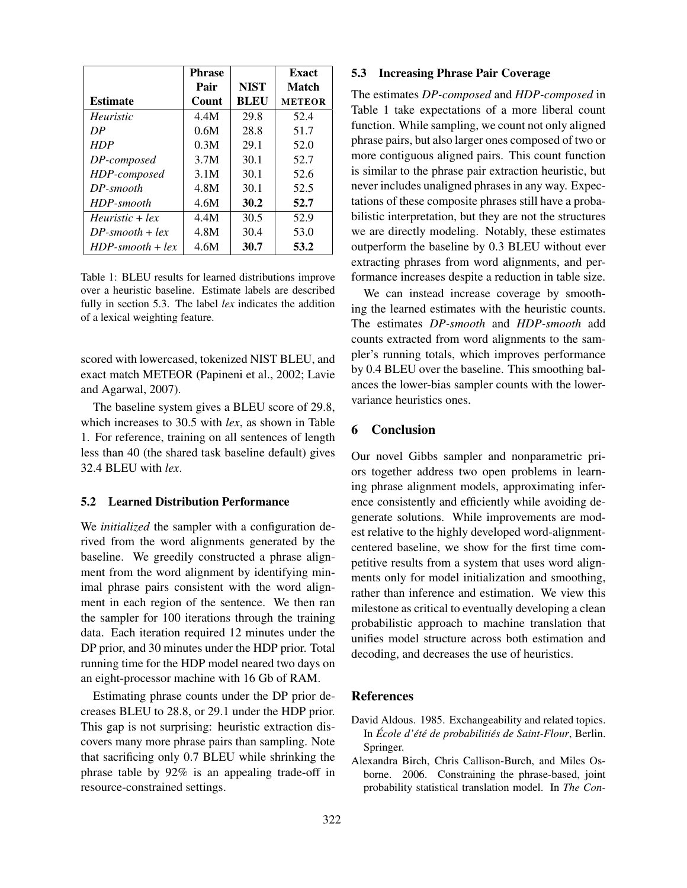| Estimate | Phrase Pair Count | NIST BLEU | Exact Match METEOR |
|---|---|---|---|
| *Heuristic* | 4.4M | 29.8 | 52.4 |
| *DP* | 0.6M | 28.8 | 51.7 |
| *HDP* | 0.3M | 29.1 | 52.0 |
| *DP-composed* | 3.7M | 30.1 | 52.7 |
| *HDP-composed* | 3.1M | 30.1 | 52.6 |
| *DP-smooth* | 4.8M | 30.1 | 52.5 |
| *HDP-smooth* | 4.6M | **30.2** | **52.7** |
| *Heuristic + lex* | 4.4M | 30.5 | 52.9 |
| *DP-smooth + lex* | 4.8M | 30.4 | 53.0 |
| *HDP-smooth + lex* | 4.6M | **30.7** | **53.2** |

Table 1: BLEU results for learned distributions improve over a heuristic baseline. Estimate labels are described fully in section 5.3. The label *lex* indicates the addition of a lexical weighting feature.

scored with lowercased, tokenized NIST BLEU, and exact match METEOR (Papineni et al., 2002; Lavie and Agarwal, 2007).

The baseline system gives a BLEU score of 29.8, which increases to 30.5 with *lex*, as shown in Table 1. For reference, training on all sentences of length less than 40 (the shared task baseline default) gives 32.4 BLEU with *lex*.

### 5.2 Learned Distribution Performance

We *initialized* the sampler with a configuration derived from the word alignments generated by the baseline. We greedily constructed a phrase alignment from the word alignment by identifying minimal phrase pairs consistent with the word alignment in each region of the sentence. We then ran the sampler for 100 iterations through the training data. Each iteration required 12 minutes under the DP prior, and 30 minutes under the HDP prior. Total running time for the HDP model neared two days on an eight-processor machine with 16 Gb of RAM.

Estimating phrase counts under the DP prior decreases BLEU to 28.8, or 29.1 under the HDP prior. This gap is not surprising: heuristic extraction discovers many more phrase pairs than sampling. Note that sacrificing only 0.7 BLEU while shrinking the phrase table by 92% is an appealing trade-off in resource-constrained settings.

### 5.3 Increasing Phrase Pair Coverage

The estimates *DP-composed* and *HDP-composed* in Table 1 take expectations of a more liberal count function. While sampling, we count not only aligned phrase pairs, but also larger ones composed of two or more contiguous aligned pairs. This count function is similar to the phrase pair extraction heuristic, but never includes unaligned phrases in any way. Expectations of these composite phrases still have a probabilistic interpretation, but they are not the structures we are directly modeling. Notably, these estimates outperform the baseline by 0.3 BLEU without ever extracting phrases from word alignments, and performance increases despite a reduction in table size.

We can instead increase coverage by smoothing the learned estimates with the heuristic counts. The estimates *DP-smooth* and *HDP-smooth* add counts extracted from word alignments to the sampler's running totals, which improves performance by 0.4 BLEU over the baseline. This smoothing balances the lower-bias sampler counts with the lower-variance heuristics ones.

## 6 Conclusion

Our novel Gibbs sampler and nonparametric priors together address two open problems in learning phrase alignment models, approximating inference consistently and efficiently while avoiding degenerate solutions. While improvements are modest relative to the highly developed word-alignment-centered baseline, we show for the first time competitive results from a system that uses word alignments only for model initialization and smoothing, rather than inference and estimation. We view this milestone as critical to eventually developing a clean probabilistic approach to machine translation that unifies model structure across both estimation and decoding, and decreases the use of heuristics.

## References

David Aldous. 1985. Exchangeability and related topics. In *École d'été de probabilitiés de Saint-Flour*, Berlin. Springer.

Alexandra Birch, Chris Callison-Burch, and Miles Osborne. 2006. Constraining the phrase-based, joint probability statistical translation model. In *The Con-*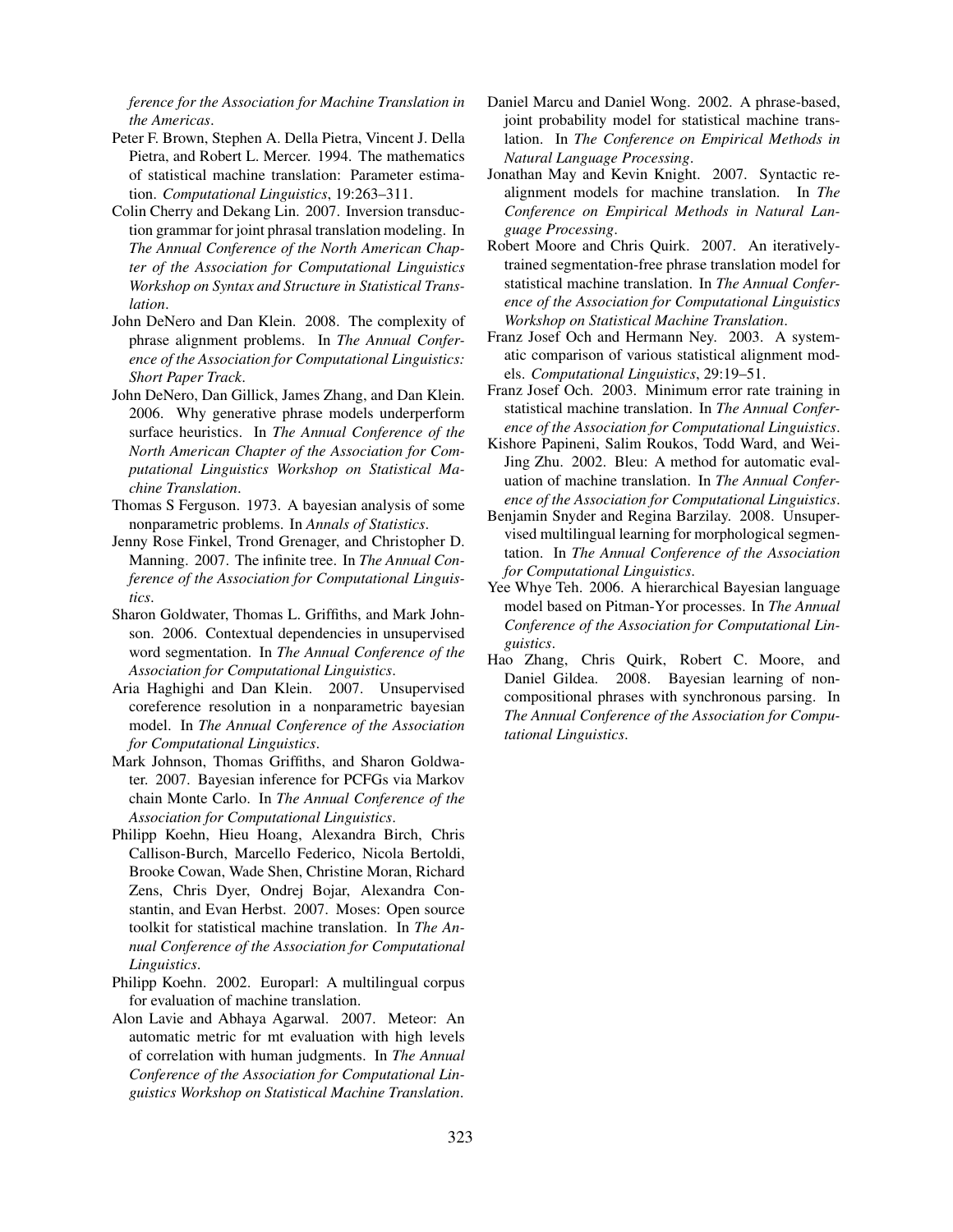*ference for the Association for Machine Translation in the Americas*.

Peter F. Brown, Stephen A. Della Pietra, Vincent J. Della Pietra, and Robert L. Mercer. 1994. The mathematics of statistical machine translation: Parameter estimation. *Computational Linguistics*, 19:263–311.

Colin Cherry and Dekang Lin. 2007. Inversion transduction grammar for joint phrasal translation modeling. In *The Annual Conference of the North American Chapter of the Association for Computational Linguistics Workshop on Syntax and Structure in Statistical Translation*.

John DeNero and Dan Klein. 2008. The complexity of phrase alignment problems. In *The Annual Conference of the Association for Computational Linguistics: Short Paper Track*.

John DeNero, Dan Gillick, James Zhang, and Dan Klein. 2006. Why generative phrase models underperform surface heuristics. In *The Annual Conference of the North American Chapter of the Association for Computational Linguistics Workshop on Statistical Machine Translation*.

Thomas S Ferguson. 1973. A bayesian analysis of some nonparametric problems. In *Annals of Statistics*.

Jenny Rose Finkel, Trond Grenager, and Christopher D. Manning. 2007. The infinite tree. In *The Annual Conference of the Association for Computational Linguistics*.

Sharon Goldwater, Thomas L. Griffiths, and Mark Johnson. 2006. Contextual dependencies in unsupervised word segmentation. In *The Annual Conference of the Association for Computational Linguistics*.

Aria Haghighi and Dan Klein. 2007. Unsupervised coreference resolution in a nonparametric bayesian model. In *The Annual Conference of the Association for Computational Linguistics*.

Mark Johnson, Thomas Griffiths, and Sharon Goldwater. 2007. Bayesian inference for PCFGs via Markov chain Monte Carlo. In *The Annual Conference of the Association for Computational Linguistics*.

Philipp Koehn, Hieu Hoang, Alexandra Birch, Chris Callison-Burch, Marcello Federico, Nicola Bertoldi, Brooke Cowan, Wade Shen, Christine Moran, Richard Zens, Chris Dyer, Ondrej Bojar, Alexandra Constantin, and Evan Herbst. 2007. Moses: Open source toolkit for statistical machine translation. In *The Annual Conference of the Association for Computational Linguistics*.

Philipp Koehn. 2002. Europarl: A multilingual corpus for evaluation of machine translation.

Alon Lavie and Abhaya Agarwal. 2007. Meteor: An automatic metric for mt evaluation with high levels of correlation with human judgments. In *The Annual Conference of the Association for Computational Linguistics Workshop on Statistical Machine Translation*.

Daniel Marcu and Daniel Wong. 2002. A phrase-based, joint probability model for statistical machine translation. In *The Conference on Empirical Methods in Natural Language Processing*.

Jonathan May and Kevin Knight. 2007. Syntactic re-alignment models for machine translation. In *The Conference on Empirical Methods in Natural Language Processing*.

Robert Moore and Chris Quirk. 2007. An iteratively-trained segmentation-free phrase translation model for statistical machine translation. In *The Annual Conference of the Association for Computational Linguistics Workshop on Statistical Machine Translation*.

Franz Josef Och and Hermann Ney. 2003. A systematic comparison of various statistical alignment models. *Computational Linguistics*, 29:19–51.

Franz Josef Och. 2003. Minimum error rate training in statistical machine translation. In *The Annual Conference of the Association for Computational Linguistics*.

Kishore Papineni, Salim Roukos, Todd Ward, and Wei-Jing Zhu. 2002. Bleu: A method for automatic evaluation of machine translation. In *The Annual Conference of the Association for Computational Linguistics*.

Benjamin Snyder and Regina Barzilay. 2008. Unsupervised multilingual learning for morphological segmentation. In *The Annual Conference of the Association for Computational Linguistics*.

Yee Whye Teh. 2006. A hierarchical Bayesian language model based on Pitman-Yor processes. In *The Annual Conference of the Association for Computational Linguistics*.

Hao Zhang, Chris Quirk, Robert C. Moore, and Daniel Gildea. 2008. Bayesian learning of non-compositional phrases with synchronous parsing. In *The Annual Conference of the Association for Computational Linguistics*.